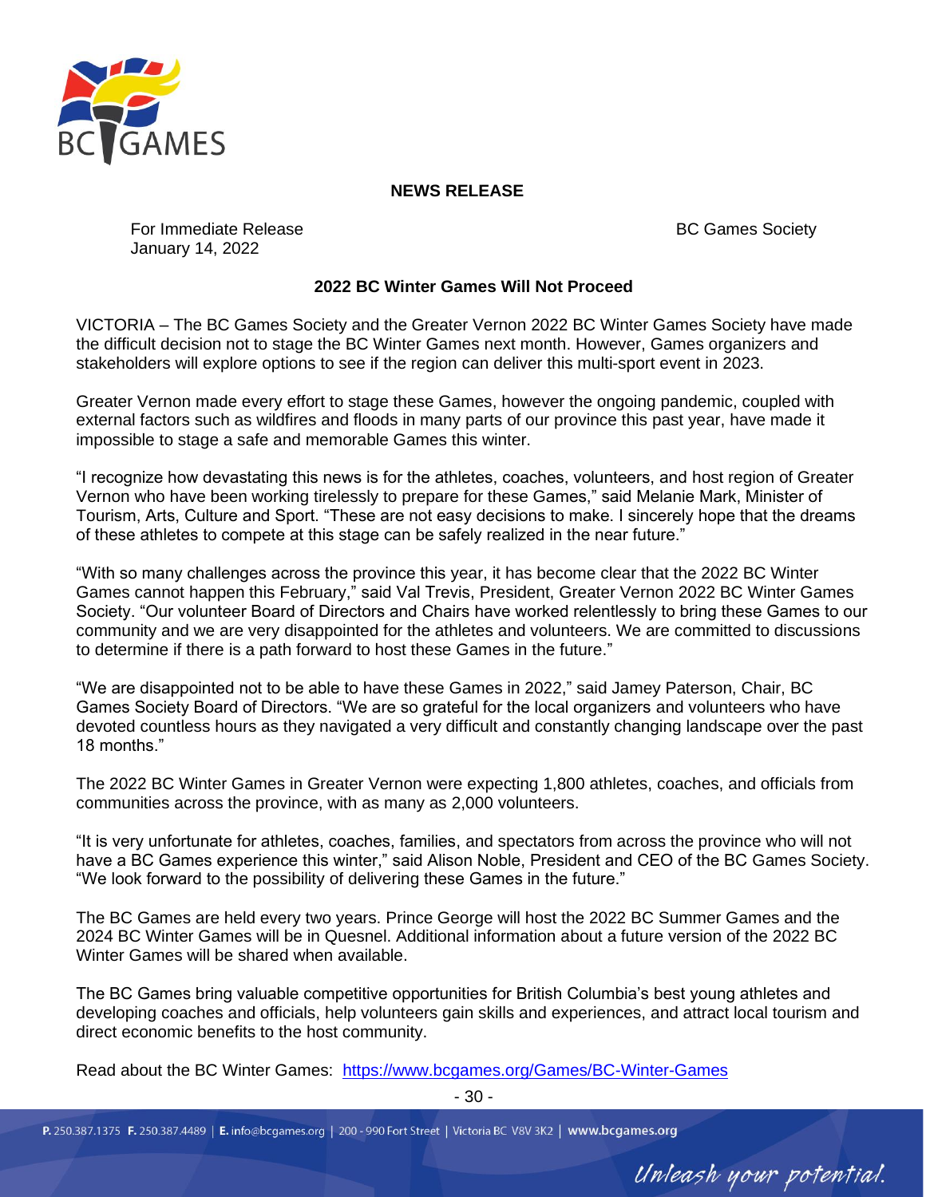**NEWS RELEASE**

For Immediate Release
January 14, 2022

BC Games Society

## 2022 BC Winter Games Will Not Proceed

VICTORIA – The BC Games Society and the Greater Vernon 2022 BC Winter Games Society have made the difficult decision not to stage the BC Winter Games next month. However, Games organizers and stakeholders will explore options to see if the region can deliver this multi-sport event in 2023.

Greater Vernon made every effort to stage these Games, however the ongoing pandemic, coupled with external factors such as wildfires and floods in many parts of our province this past year, have made it impossible to stage a safe and memorable Games this winter.

"I recognize how devastating this news is for the athletes, coaches, volunteers, and host region of Greater Vernon who have been working tirelessly to prepare for these Games," said Melanie Mark, Minister of Tourism, Arts, Culture and Sport. "These are not easy decisions to make. I sincerely hope that the dreams of these athletes to compete at this stage can be safely realized in the near future."

"With so many challenges across the province this year, it has become clear that the 2022 BC Winter Games cannot happen this February," said Val Trevis, President, Greater Vernon 2022 BC Winter Games Society. "Our volunteer Board of Directors and Chairs have worked relentlessly to bring these Games to our community and we are very disappointed for the athletes and volunteers. We are committed to discussions to determine if there is a path forward to host these Games in the future."

"We are disappointed not to be able to have these Games in 2022," said Jamey Paterson, Chair, BC Games Society Board of Directors. "We are so grateful for the local organizers and volunteers who have devoted countless hours as they navigated a very difficult and constantly changing landscape over the past 18 months."

The 2022 BC Winter Games in Greater Vernon were expecting 1,800 athletes, coaches, and officials from communities across the province, with as many as 2,000 volunteers.

"It is very unfortunate for athletes, coaches, families, and spectators from across the province who will not have a BC Games experience this winter," said Alison Noble, President and CEO of the BC Games Society. "We look forward to the possibility of delivering these Games in the future."

The BC Games are held every two years. Prince George will host the 2022 BC Summer Games and the 2024 BC Winter Games will be in Quesnel. Additional information about a future version of the 2022 BC Winter Games will be shared when available.

The BC Games bring valuable competitive opportunities for British Columbia's best young athletes and developing coaches and officials, help volunteers gain skills and experiences, and attract local tourism and direct economic benefits to the host community.

Read about the BC Winter Games: https://www.bcgames.org/Games/BC-Winter-Games

- 30 -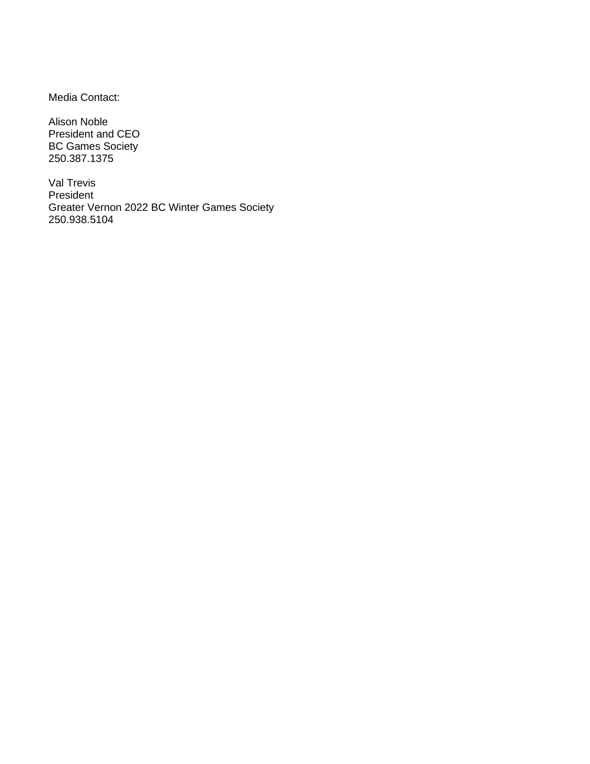Media Contact:

Alison Noble  
President and CEO  
BC Games Society  
250.387.1375

Val Trevis  
President  
Greater Vernon 2022 BC Winter Games Society  
250.938.5104